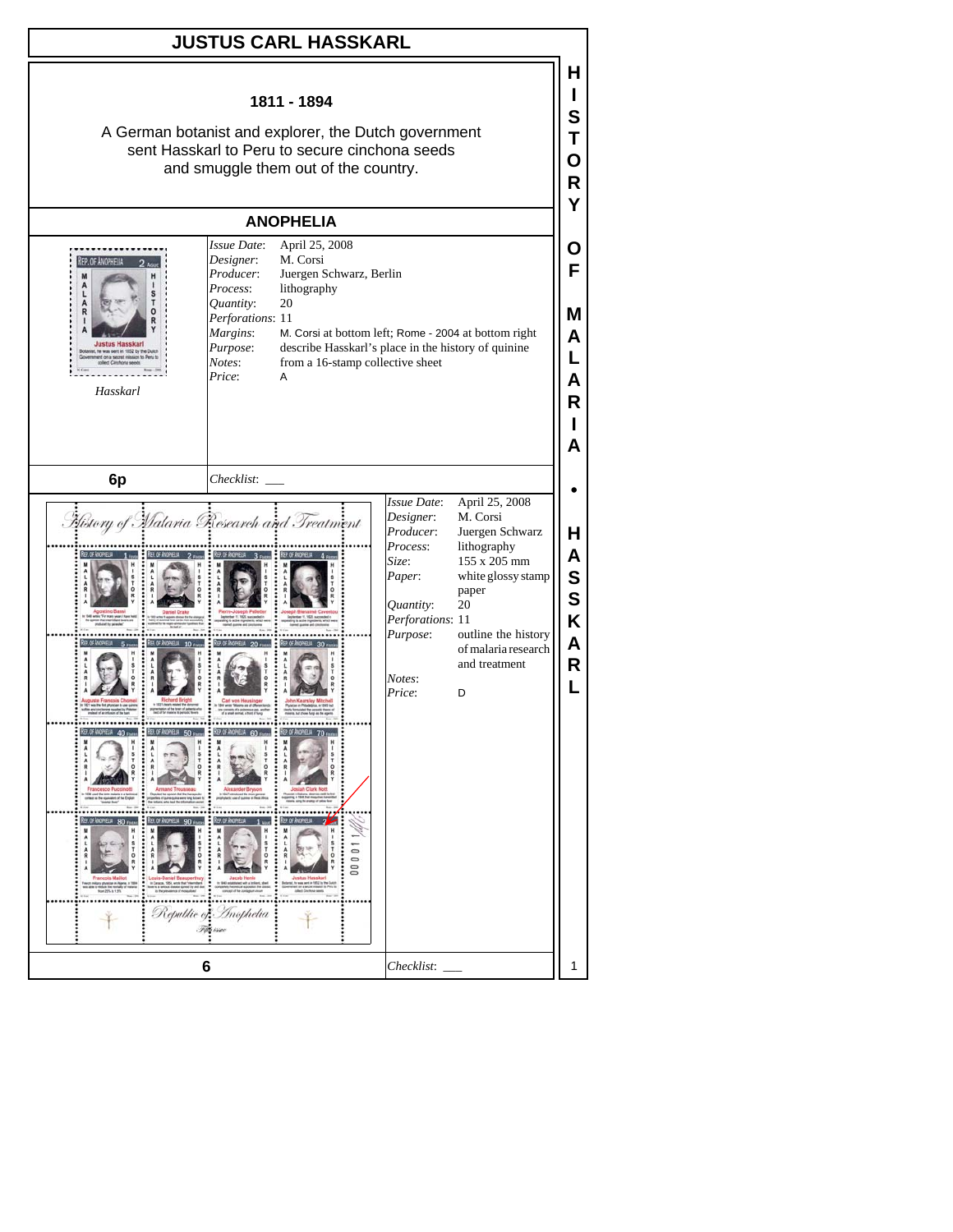# JUSTUS CARL HASSKARL

**1811 - 1894**

A German botanist and explorer, the Dutch government sent Hasskarl to Peru to secure cinchona seeds and smuggle them out of the country.

## ANOPHELIA

*Hasskarl*

| | |
|---|---|
| *Issue Date*: | April 25, 2008 |
| *Designer*: | M. Corsi |
| *Producer*: | Juergen Schwarz, Berlin |
| *Process*: | lithography |
| *Quantity*: | 20 |
| *Perforations*: | 11 |
| *Margins*: | M. Corsi at bottom left; Rome - 2004 at bottom right |
| *Purpose*: | describe Hasskarl's place in the history of quinine |
| *Notes*: | from a 16-stamp collective sheet |
| *Price*: | A |

**6p**

*Checklist*: ___

| | |
|---|---|
| *Issue Date*: | April 25, 2008 |
| *Designer*: | M. Corsi |
| *Producer*: | Juergen Schwarz |
| *Process*: | lithography |
| *Size*: | 155 x 205 mm |
| *Paper*: | white glossy stamp paper |
| *Quantity*: | 20 |
| *Perforations*: | 11 |
| *Purpose*: | outline the history of malaria research and treatment |
| *Notes*: | |
| *Price*: | D |

**6**

*Checklist*: ___

HISTORY OF MALARIA • HASSKARL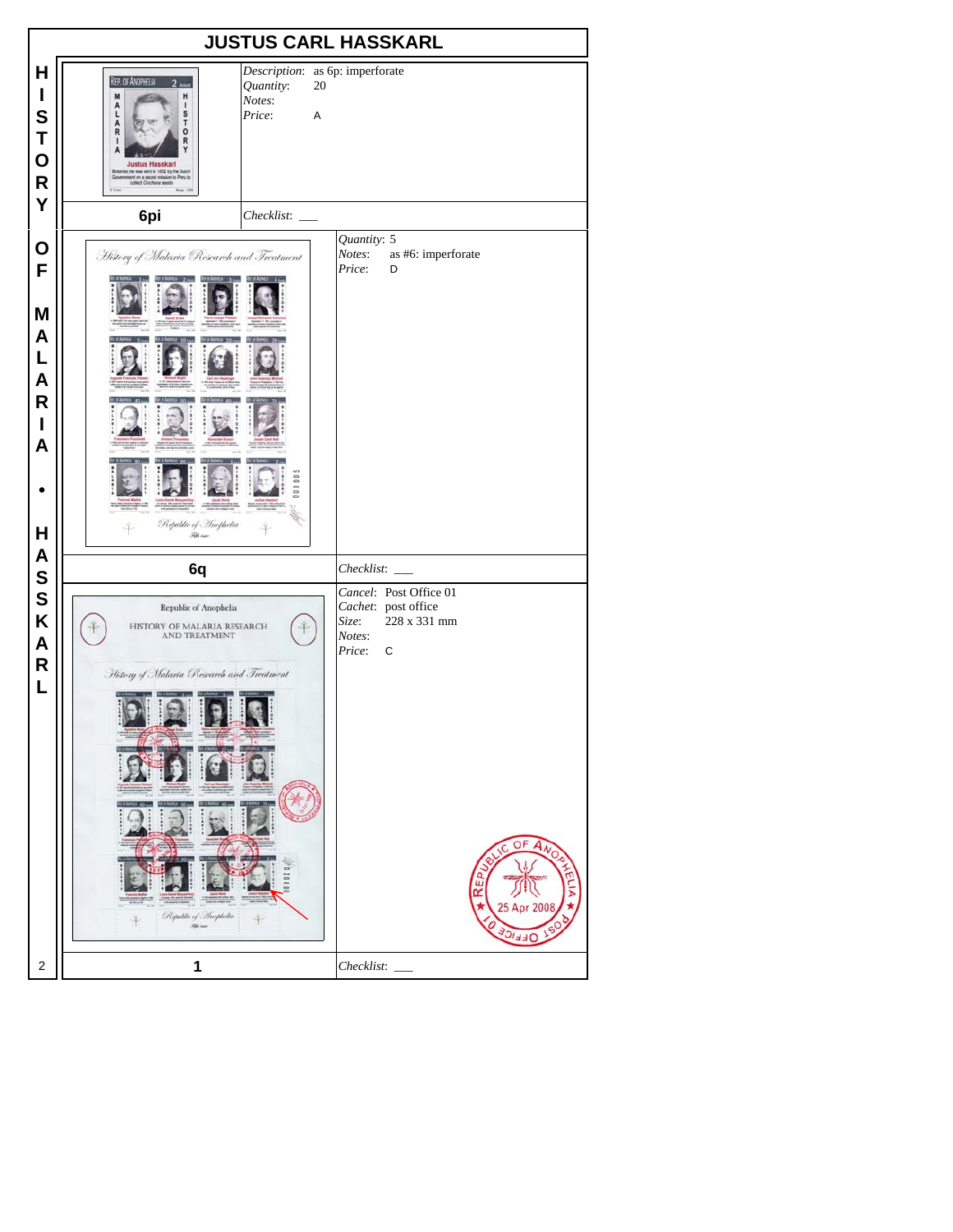# JUSTUS CARL HASSKARL

HISTORY OF MALARIA • HASSKARL

| | |
|---|---|
| **6pi** | *Description*: as 6p: imperforate<br>*Quantity*: 20<br>*Notes*:<br>*Price*: A<br>*Checklist*: ___ |
| **6q** | *Quantity*: 5<br>*Notes*: as #6: imperforate<br>*Price*: D<br>*Checklist*: ___ |
| **1** | *Cancel*: Post Office 01<br>*Cachet*: post office<br>*Size*: 228 x 331 mm<br>*Notes*:<br>*Price*: C<br>*Checklist*: ___ |